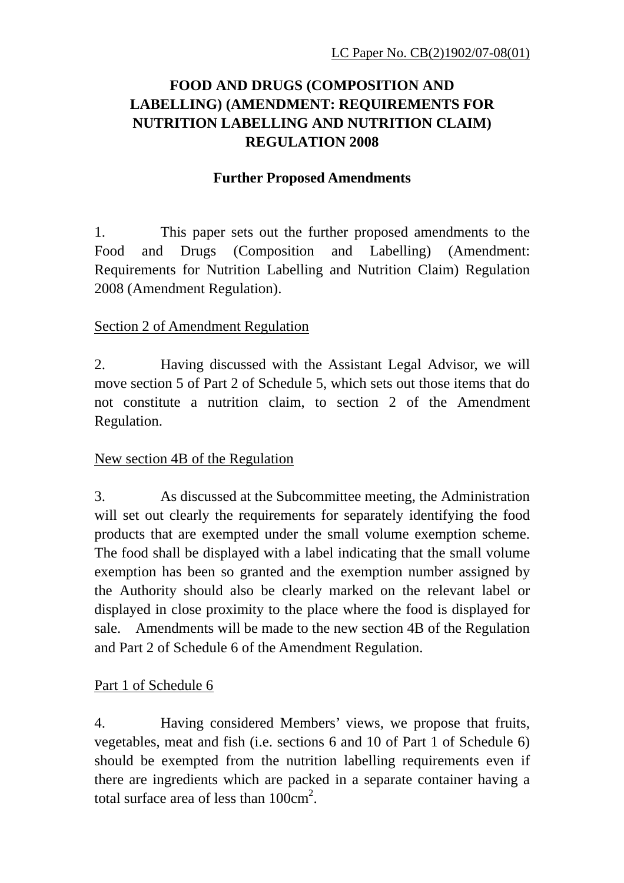LC Paper No. CB(2)1902/07-08(01)

# FOOD AND DRUGS (COMPOSITION AND LABELLING) (AMENDMENT: REQUIREMENTS FOR NUTRITION LABELLING AND NUTRITION CLAIM) REGULATION 2008

## Further Proposed Amendments

1. This paper sets out the further proposed amendments to the Food and Drugs (Composition and Labelling) (Amendment: Requirements for Nutrition Labelling and Nutrition Claim) Regulation 2008 (Amendment Regulation).

<u>Section 2 of Amendment Regulation</u>

2. Having discussed with the Assistant Legal Advisor, we will move section 5 of Part 2 of Schedule 5, which sets out those items that do not constitute a nutrition claim, to section 2 of the Amendment Regulation.

<u>New section 4B of the Regulation</u>

3. As discussed at the Subcommittee meeting, the Administration will set out clearly the requirements for separately identifying the food products that are exempted under the small volume exemption scheme. The food shall be displayed with a label indicating that the small volume exemption has been so granted and the exemption number assigned by the Authority should also be clearly marked on the relevant label or displayed in close proximity to the place where the food is displayed for sale. Amendments will be made to the new section 4B of the Regulation and Part 2 of Schedule 6 of the Amendment Regulation.

<u>Part 1 of Schedule 6</u>

4. Having considered Members' views, we propose that fruits, vegetables, meat and fish (i.e. sections 6 and 10 of Part 1 of Schedule 6) should be exempted from the nutrition labelling requirements even if there are ingredients which are packed in a separate container having a total surface area of less than $100cm^2$.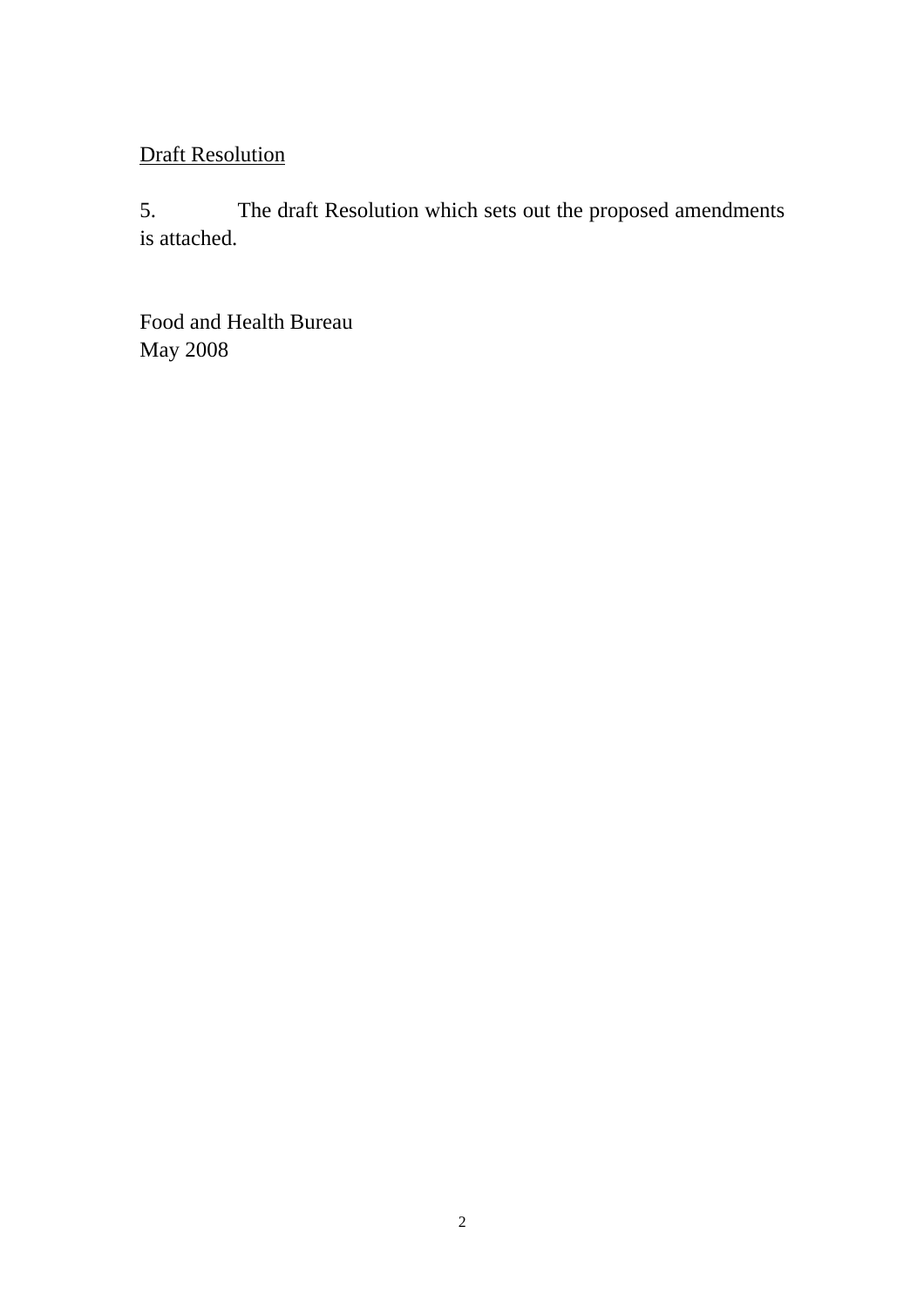Draft Resolution

5. The draft Resolution which sets out the proposed amendments is attached.

Food and Health Bureau
May 2008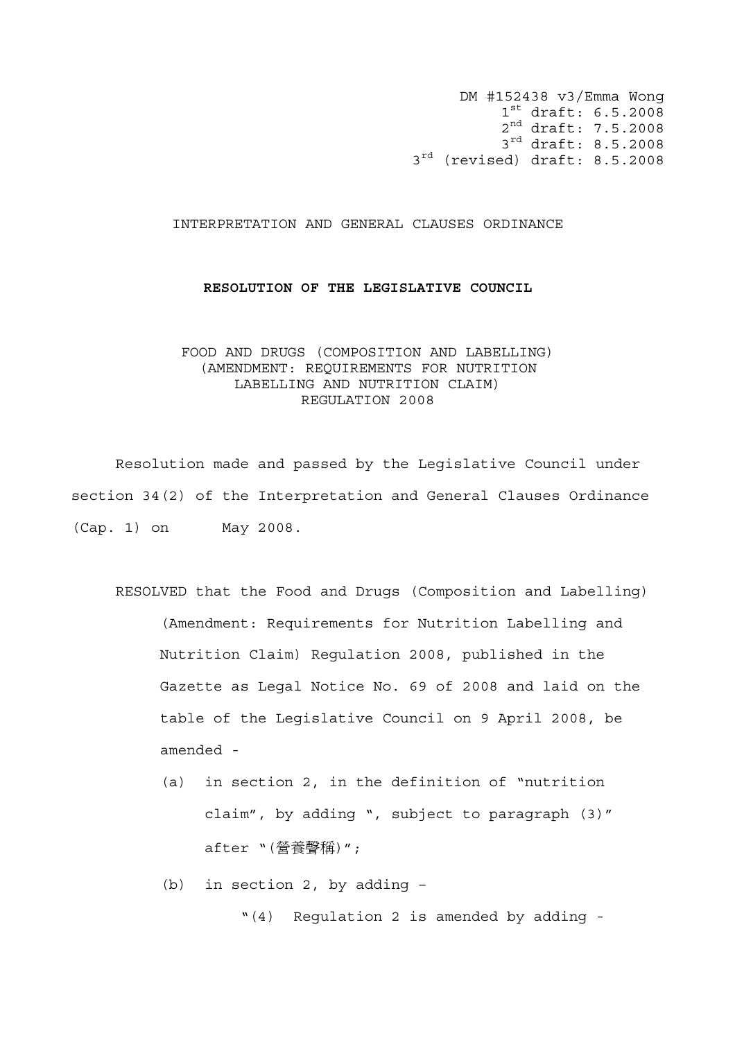DM #152438 v3/Emma Wong
1st draft: 6.5.2008
2nd draft: 7.5.2008
3rd draft: 8.5.2008
3rd (revised) draft: 8.5.2008

INTERPRETATION AND GENERAL CLAUSES ORDINANCE

**RESOLUTION OF THE LEGISLATIVE COUNCIL**

FOOD AND DRUGS (COMPOSITION AND LABELLING) (AMENDMENT: REQUIREMENTS FOR NUTRITION LABELLING AND NUTRITION CLAIM) REGULATION 2008

Resolution made and passed by the Legislative Council under section 34(2) of the Interpretation and General Clauses Ordinance (Cap. 1) on May 2008.

RESOLVED that the Food and Drugs (Composition and Labelling) (Amendment: Requirements for Nutrition Labelling and Nutrition Claim) Regulation 2008, published in the Gazette as Legal Notice No. 69 of 2008 and laid on the table of the Legislative Council on 9 April 2008, be amended -

(a) in section 2, in the definition of "nutrition claim", by adding ", subject to paragraph (3)" after "(營養聲稱)";

(b) in section 2, by adding –

"(4) Regulation 2 is amended by adding -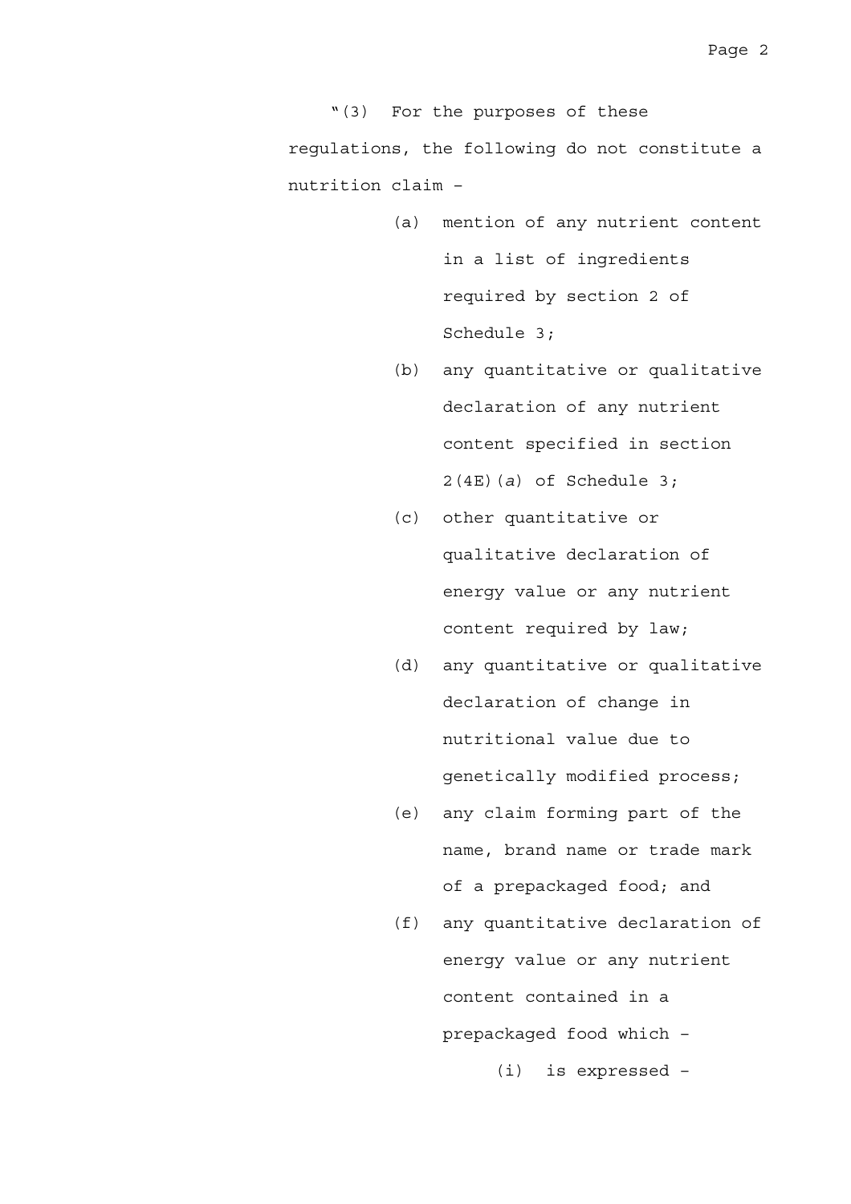"(3) For the purposes of these regulations, the following do not constitute a nutrition claim –

(a) mention of any nutrient content in a list of ingredients required by section 2 of Schedule 3;

(b) any quantitative or qualitative declaration of any nutrient content specified in section 2(4E)(*a*) of Schedule 3;

(c) other quantitative or qualitative declaration of energy value or any nutrient content required by law;

(d) any quantitative or qualitative declaration of change in nutritional value due to genetically modified process;

(e) any claim forming part of the name, brand name or trade mark of a prepackaged food; and

(f) any quantitative declaration of energy value or any nutrient content contained in a prepackaged food which –

  (i) is expressed –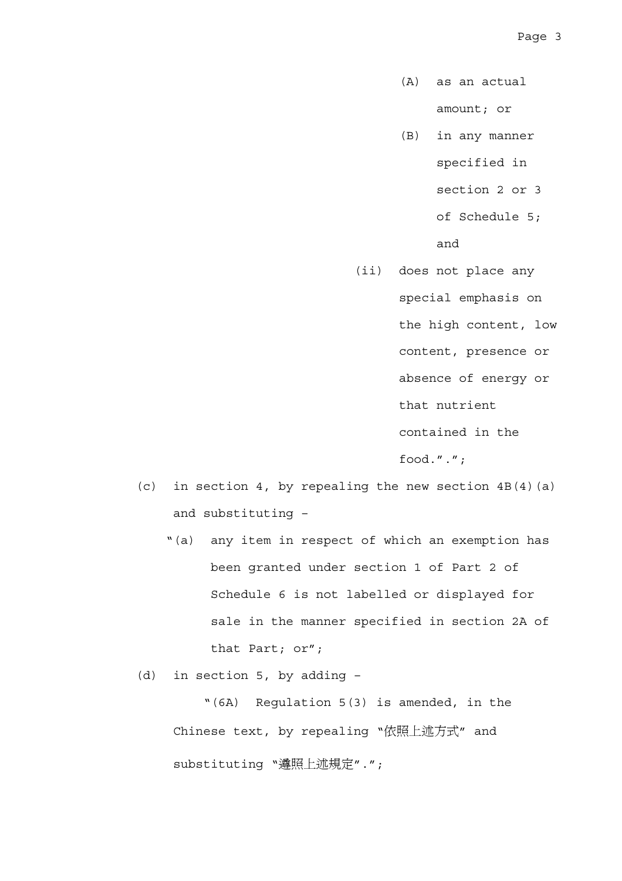(A) as an actual amount; or

(B) in any manner specified in section 2 or 3 of Schedule 5; and

(ii) does not place any special emphasis on the high content, low content, presence or absence of energy or that nutrient contained in the food.".";

(c) in section 4, by repealing the new section 4B(4)(a) and substituting –

"(a) any item in respect of which an exemption has been granted under section 1 of Part 2 of Schedule 6 is not labelled or displayed for sale in the manner specified in section 2A of that Part; or";

(d) in section 5, by adding –

"(6A) Regulation 5(3) is amended, in the Chinese text, by repealing "依照上述方式" and substituting "遵照上述規定".";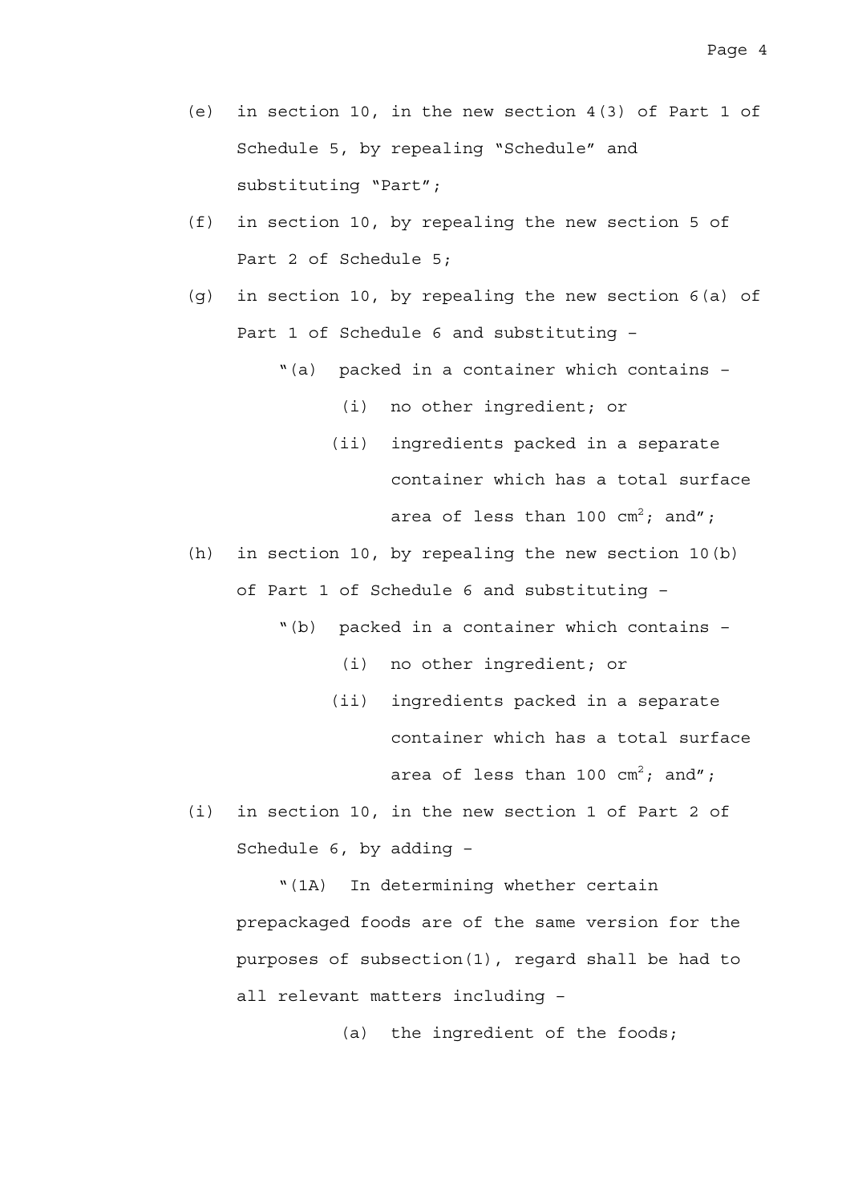(e) in section 10, in the new section 4(3) of Part 1 of Schedule 5, by repealing "Schedule" and substituting "Part";

(f) in section 10, by repealing the new section 5 of Part 2 of Schedule 5;

(g) in section 10, by repealing the new section 6(a) of Part 1 of Schedule 6 and substituting –

"(a) packed in a container which contains –

(i) no other ingredient; or

(ii) ingredients packed in a separate container which has a total surface area of less than 100 $cm^2$; and";

(h) in section 10, by repealing the new section 10(b) of Part 1 of Schedule 6 and substituting –

"(b) packed in a container which contains –

(i) no other ingredient; or

(ii) ingredients packed in a separate container which has a total surface area of less than 100 $cm^2$; and";

(i) in section 10, in the new section 1 of Part 2 of Schedule 6, by adding –

"(1A) In determining whether certain prepackaged foods are of the same version for the purposes of subsection(1), regard shall be had to all relevant matters including –

(a) the ingredient of the foods;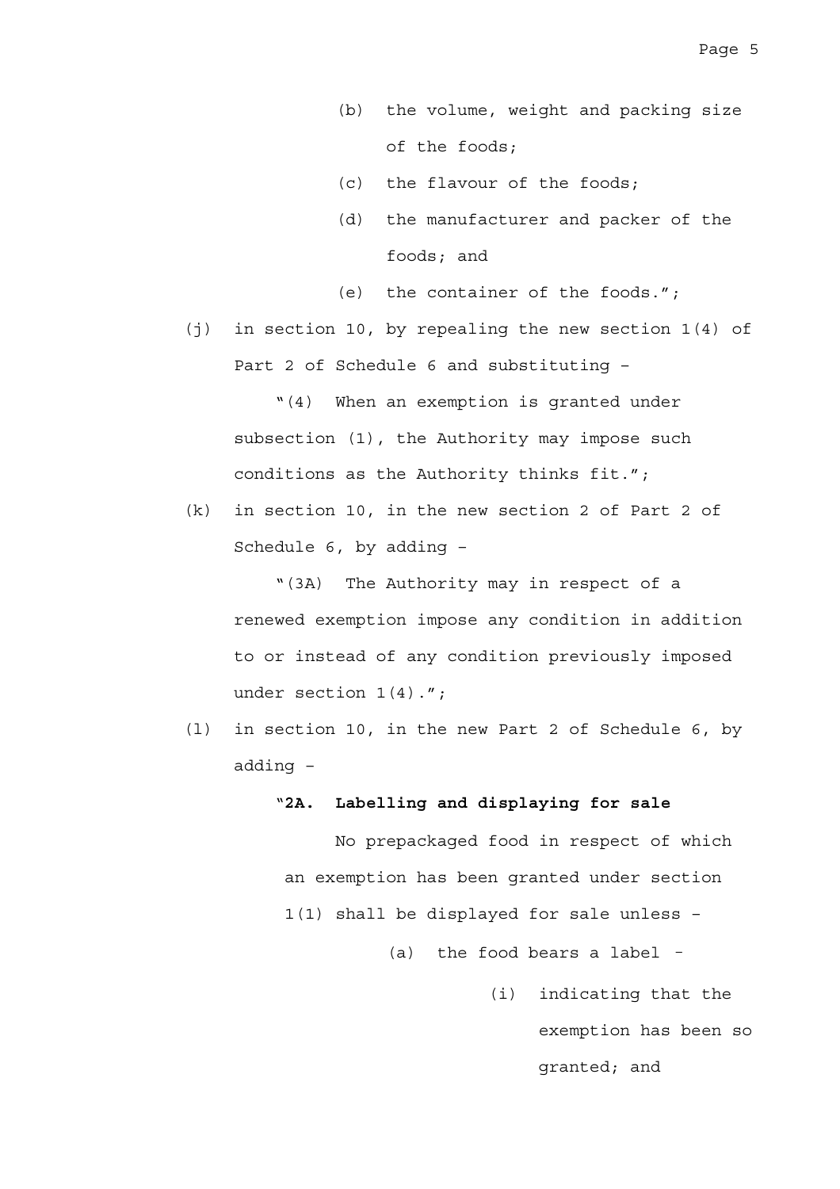(b) the volume, weight and packing size of the foods;

(c) the flavour of the foods;

(d) the manufacturer and packer of the foods; and

(e) the container of the foods.";

(j) in section 10, by repealing the new section 1(4) of Part 2 of Schedule 6 and substituting –

"(4) When an exemption is granted under subsection (1), the Authority may impose such conditions as the Authority thinks fit.";

(k) in section 10, in the new section 2 of Part 2 of Schedule 6, by adding –

"(3A) The Authority may in respect of a renewed exemption impose any condition in addition to or instead of any condition previously imposed under section 1(4).";

(l) in section 10, in the new Part 2 of Schedule 6, by adding –

"**2A. Labelling and displaying for sale**

No prepackaged food in respect of which an exemption has been granted under section 1(1) shall be displayed for sale unless –

(a) the food bears a label –

(i) indicating that the exemption has been so granted; and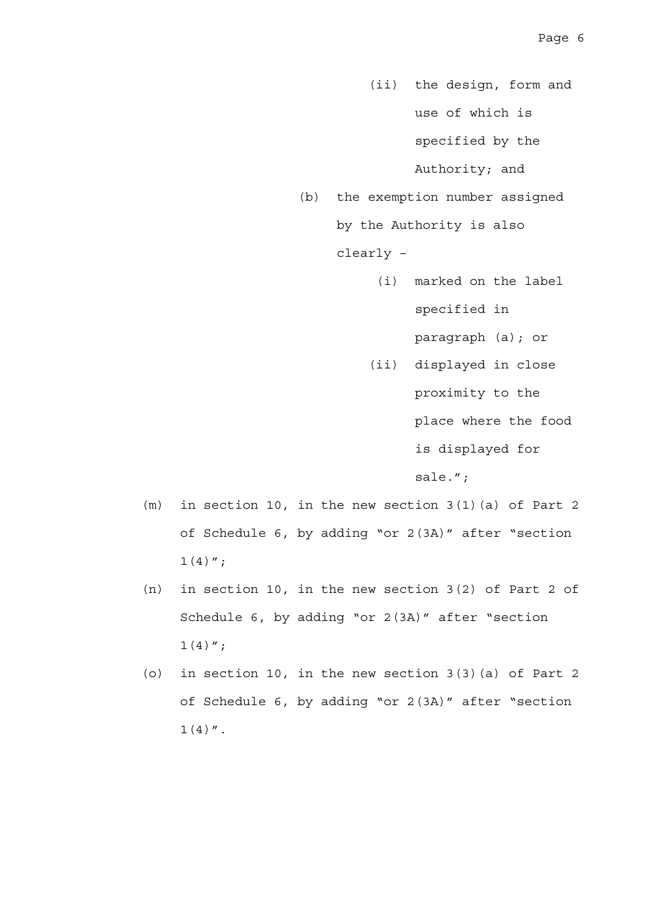(ii) the design, form and use of which is specified by the Authority; and

(b) the exemption number assigned by the Authority is also clearly –

(i) marked on the label specified in paragraph (a); or

(ii) displayed in close proximity to the place where the food is displayed for sale.";

(m) in section 10, in the new section 3(1)(a) of Part 2 of Schedule 6, by adding "or 2(3A)" after "section 1(4)";

(n) in section 10, in the new section 3(2) of Part 2 of Schedule 6, by adding "or 2(3A)" after "section 1(4)";

(o) in section 10, in the new section 3(3)(a) of Part 2 of Schedule 6, by adding "or 2(3A)" after "section 1(4)".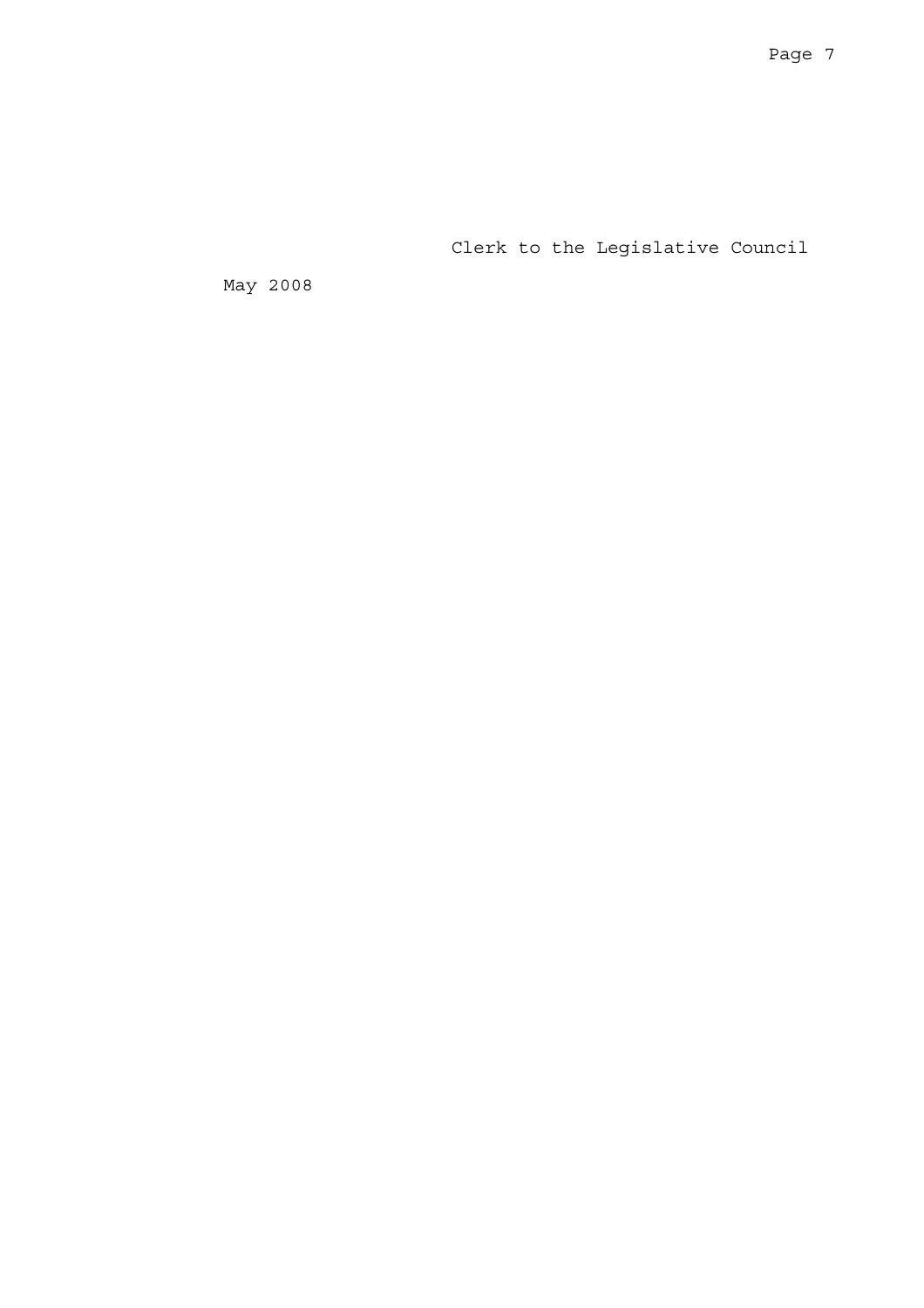Clerk to the Legislative Council

May 2008